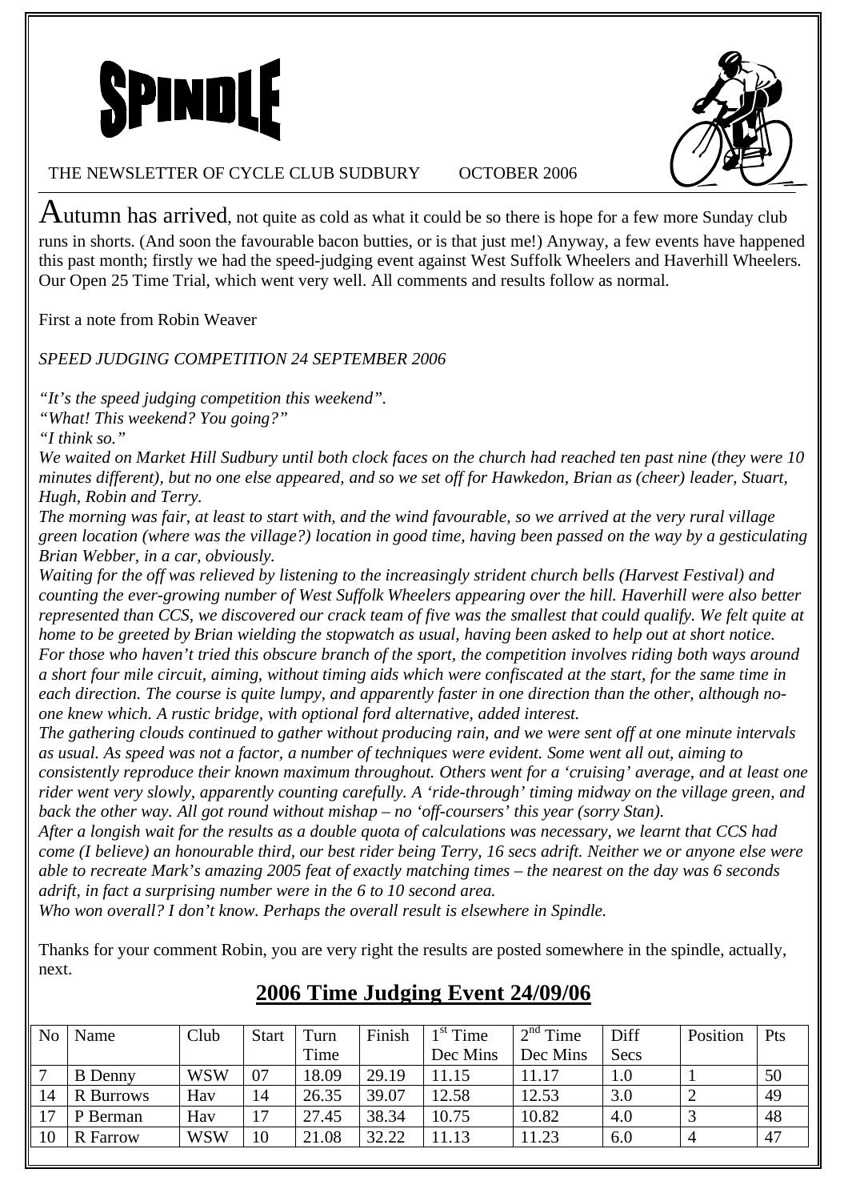# SPINDLE

THE NEWSLETTER OF CYCLE CLUB SUDBURY OCTOBER 2006

Autumn has arrived, not quite as cold as what it could be so there is hope for a few more Sunday club runs in shorts. (And soon the favourable bacon butties, or is that just me!) Anyway, a few events have happened this past month; firstly we had the speed-judging event against West Suffolk Wheelers and Haverhill Wheelers. Our Open 25 Time Trial, which went very well. All comments and results follow as normal.

First a note from Robin Weaver

*SPEED JUDGING COMPETITION 24 SEPTEMBER 2006*

*"It's the speed judging competition this weekend".*
*"What! This weekend? You going?"*
*"I think so."*

*We waited on Market Hill Sudbury until both clock faces on the church had reached ten past nine (they were 10 minutes different), but no one else appeared, and so we set off for Hawkedon, Brian as (cheer) leader, Stuart, Hugh, Robin and Terry.*

*The morning was fair, at least to start with, and the wind favourable, so we arrived at the very rural village green location (where was the village?) location in good time, having been passed on the way by a gesticulating Brian Webber, in a car, obviously.*

*Waiting for the off was relieved by listening to the increasingly strident church bells (Harvest Festival) and counting the ever-growing number of West Suffolk Wheelers appearing over the hill. Haverhill were also better represented than CCS, we discovered our crack team of five was the smallest that could qualify. We felt quite at home to be greeted by Brian wielding the stopwatch as usual, having been asked to help out at short notice.*

*For those who haven't tried this obscure branch of the sport, the competition involves riding both ways around a short four mile circuit, aiming, without timing aids which were confiscated at the start, for the same time in each direction. The course is quite lumpy, and apparently faster in one direction than the other, although no-one knew which. A rustic bridge, with optional ford alternative, added interest.*

*The gathering clouds continued to gather without producing rain, and we were sent off at one minute intervals as usual. As speed was not a factor, a number of techniques were evident. Some went all out, aiming to consistently reproduce their known maximum throughout. Others went for a 'cruising' average, and at least one rider went very slowly, apparently counting carefully. A 'ride-through' timing midway on the village green, and back the other way. All got round without mishap – no 'off-coursers' this year (sorry Stan).*

*After a longish wait for the results as a double quota of calculations was necessary, we learnt that CCS had come (I believe) an honourable third, our best rider being Terry, 16 secs adrift. Neither we or anyone else were able to recreate Mark's amazing 2005 feat of exactly matching times – the nearest on the day was 6 seconds adrift, in fact a surprising number were in the 6 to 10 second area.*

*Who won overall? I don't know. Perhaps the overall result is elsewhere in Spindle.*

Thanks for your comment Robin, you are very right the results are posted somewhere in the spindle, actually, next.

## 2006 Time Judging Event 24/09/06

| No | Name | Club | Start | Turn Time | Finish | 1st Time Dec Mins | 2nd Time Dec Mins | Diff Secs | Position | Pts |
|---|---|---|---|---|---|---|---|---|---|---|
| 7 | B Denny | WSW | 07 | 18.09 | 29.19 | 11.15 | 11.17 | 1.0 | 1 | 50 |
| 14 | R Burrows | Hav | 14 | 26.35 | 39.07 | 12.58 | 12.53 | 3.0 | 2 | 49 |
| 17 | P Berman | Hav | 17 | 27.45 | 38.34 | 10.75 | 10.82 | 4.0 | 3 | 48 |
| 10 | R Farrow | WSW | 10 | 21.08 | 32.22 | 11.13 | 11.23 | 6.0 | 4 | 47 |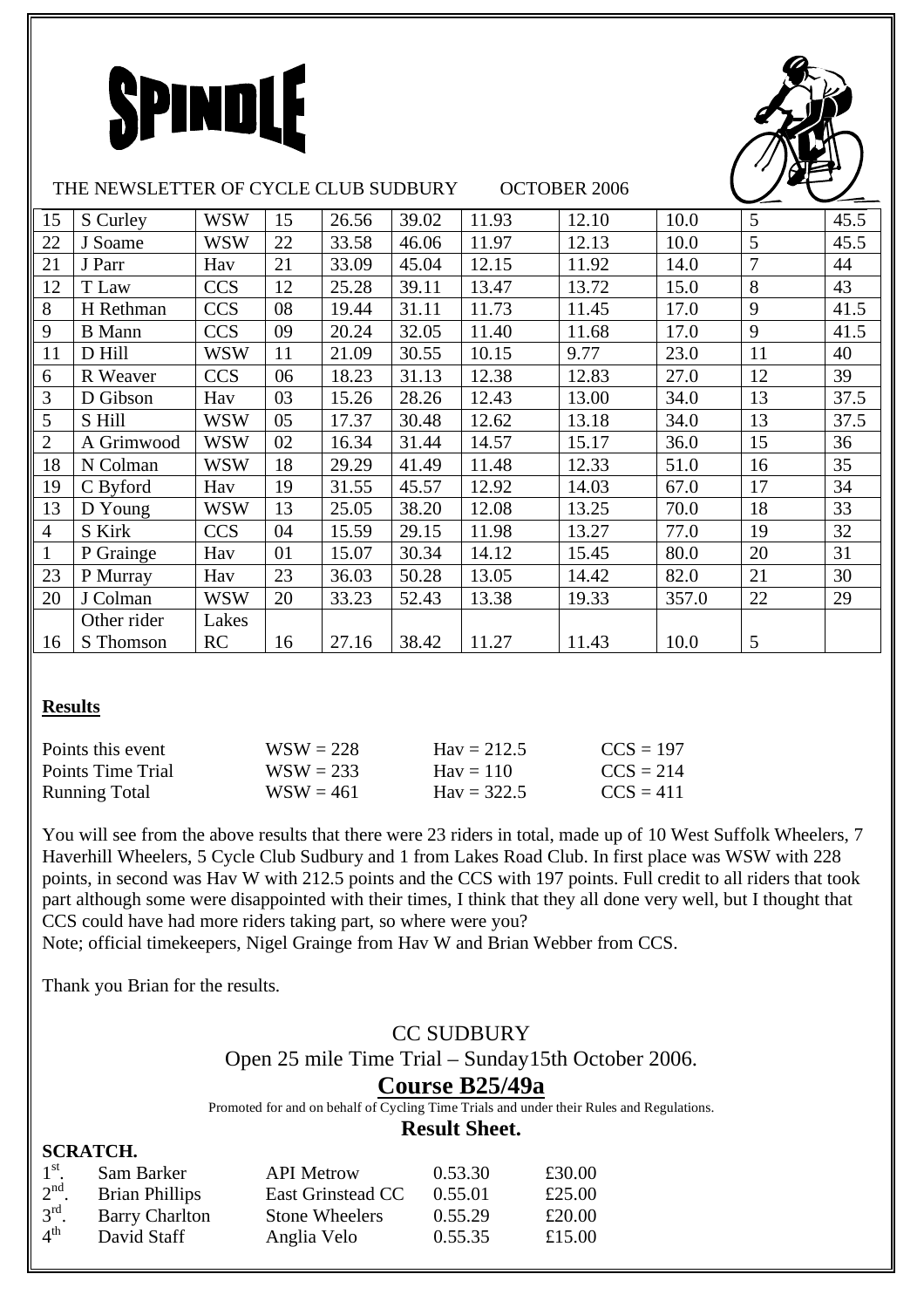# SPINDLE

THE NEWSLETTER OF CYCLE CLUB SUDBURY OCTOBER 2006

| | | | | | | | | | | |
|---|---|---|---|---|---|---|---|---|---|---|
| 15 | S Curley | WSW | 15 | 26.56 | 39.02 | 11.93 | 12.10 | 10.0 | 5 | 45.5 |
| 22 | J Soame | WSW | 22 | 33.58 | 46.06 | 11.97 | 12.13 | 10.0 | 5 | 45.5 |
| 21 | J Parr | Hav | 21 | 33.09 | 45.04 | 12.15 | 11.92 | 14.0 | 7 | 44 |
| 12 | T Law | CCS | 12 | 25.28 | 39.11 | 13.47 | 13.72 | 15.0 | 8 | 43 |
| 8 | H Rethman | CCS | 08 | 19.44 | 31.11 | 11.73 | 11.45 | 17.0 | 9 | 41.5 |
| 9 | B Mann | CCS | 09 | 20.24 | 32.05 | 11.40 | 11.68 | 17.0 | 9 | 41.5 |
| 11 | D Hill | WSW | 11 | 21.09 | 30.55 | 10.15 | 9.77 | 23.0 | 11 | 40 |
| 6 | R Weaver | CCS | 06 | 18.23 | 31.13 | 12.38 | 12.83 | 27.0 | 12 | 39 |
| 3 | D Gibson | Hav | 03 | 15.26 | 28.26 | 12.43 | 13.00 | 34.0 | 13 | 37.5 |
| 5 | S Hill | WSW | 05 | 17.37 | 30.48 | 12.62 | 13.18 | 34.0 | 13 | 37.5 |
| 2 | A Grimwood | WSW | 02 | 16.34 | 31.44 | 14.57 | 15.17 | 36.0 | 15 | 36 |
| 18 | N Colman | WSW | 18 | 29.29 | 41.49 | 11.48 | 12.33 | 51.0 | 16 | 35 |
| 19 | C Byford | Hav | 19 | 31.55 | 45.57 | 12.92 | 14.03 | 67.0 | 17 | 34 |
| 13 | D Young | WSW | 13 | 25.05 | 38.20 | 12.08 | 13.25 | 70.0 | 18 | 33 |
| 4 | S Kirk | CCS | 04 | 15.59 | 29.15 | 11.98 | 13.27 | 77.0 | 19 | 32 |
| 1 | P Grainge | Hav | 01 | 15.07 | 30.34 | 14.12 | 15.45 | 80.0 | 20 | 31 |
| 23 | P Murray | Hav | 23 | 36.03 | 50.28 | 13.05 | 14.42 | 82.0 | 21 | 30 |
| 20 | J Colman | WSW | 20 | 33.23 | 52.43 | 13.38 | 19.33 | 357.0 | 22 | 29 |
| 16 | Other rider S Thomson | Lakes RC | 16 | 27.16 | 38.42 | 11.27 | 11.43 | 10.0 | 5 | |

**Results**

| | | | |
|---|---|---|---|
| Points this event | WSW = 228 | Hav = 212.5 | CCS = 197 |
| Points Time Trial | WSW = 233 | Hav = 110 | CCS = 214 |
| Running Total | WSW = 461 | Hav = 322.5 | CCS = 411 |

You will see from the above results that there were 23 riders in total, made up of 10 West Suffolk Wheelers, 7 Haverhill Wheelers, 5 Cycle Club Sudbury and 1 from Lakes Road Club. In first place was WSW with 228 points, in second was Hav W with 212.5 points and the CCS with 197 points. Full credit to all riders that took part although some were disappointed with their times, I think that they all done very well, but I thought that CCS could have had more riders taking part, so where were you?
Note; official timekeepers, Nigel Grainge from Hav W and Brian Webber from CCS.

Thank you Brian for the results.

CC SUDBURY

Open 25 mile Time Trial – Sunday15th October 2006.

## Course B25/49a

Promoted for and on behalf of Cycling Time Trials and under their Rules and Regulations.

### Result Sheet.

**SCRATCH.**

| | | | | |
|---|---|---|---|---|
| 1st. | Sam Barker | API Metrow | 0.53.30 | £30.00 |
| 2nd. | Brian Phillips | East Grinstead CC | 0.55.01 | £25.00 |
| 3rd. | Barry Charlton | Stone Wheelers | 0.55.29 | £20.00 |
| 4th | David Staff | Anglia Velo | 0.55.35 | £15.00 |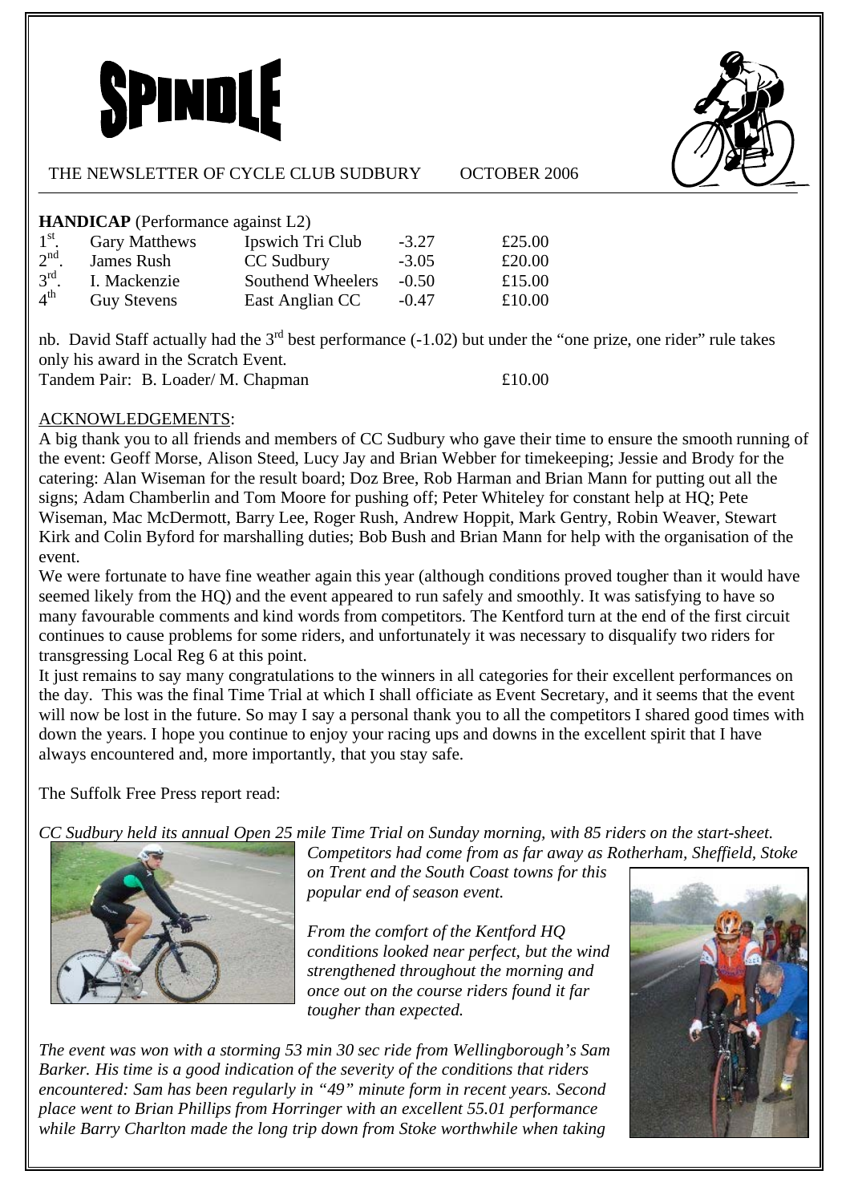# SPINDLE

THE NEWSLETTER OF CYCLE CLUB SUDBURY OCTOBER 2006

**HANDICAP** (Performance against L2)

| | | | | |
|---|---|---|---|---|
| 1st. | Gary Matthews | Ipswich Tri Club | -3.27 | £25.00 |
| 2nd. | James Rush | CC Sudbury | -3.05 | £20.00 |
| 3rd. | I. Mackenzie | Southend Wheelers | -0.50 | £15.00 |
| 4th | Guy Stevens | East Anglian CC | -0.47 | £10.00 |

nb. David Staff actually had the 3rd best performance (-1.02) but under the "one prize, one rider" rule takes only his award in the Scratch Event.

Tandem Pair: B. Loader/ M. Chapman £10.00

ACKNOWLEDGEMENTS:

A big thank you to all friends and members of CC Sudbury who gave their time to ensure the smooth running of the event: Geoff Morse, Alison Steed, Lucy Jay and Brian Webber for timekeeping; Jessie and Brody for the catering: Alan Wiseman for the result board; Doz Bree, Rob Harman and Brian Mann for putting out all the signs; Adam Chamberlin and Tom Moore for pushing off; Peter Whiteley for constant help at HQ; Pete Wiseman, Mac McDermott, Barry Lee, Roger Rush, Andrew Hoppit, Mark Gentry, Robin Weaver, Stewart Kirk and Colin Byford for marshalling duties; Bob Bush and Brian Mann for help with the organisation of the event.

We were fortunate to have fine weather again this year (although conditions proved tougher than it would have seemed likely from the HQ) and the event appeared to run safely and smoothly. It was satisfying to have so many favourable comments and kind words from competitors. The Kentford turn at the end of the first circuit continues to cause problems for some riders, and unfortunately it was necessary to disqualify two riders for transgressing Local Reg 6 at this point.

It just remains to say many congratulations to the winners in all categories for their excellent performances on the day. This was the final Time Trial at which I shall officiate as Event Secretary, and it seems that the event will now be lost in the future. So may I say a personal thank you to all the competitors I shared good times with down the years. I hope you continue to enjoy your racing ups and downs in the excellent spirit that I have always encountered and, more importantly, that you stay safe.

The Suffolk Free Press report read:

*CC Sudbury held its annual Open 25 mile Time Trial on Sunday morning, with 85 riders on the start-sheet. Competitors had come from as far away as Rotherham, Sheffield, Stoke on Trent and the South Coast towns for this popular end of season event.*

*From the comfort of the Kentford HQ conditions looked near perfect, but the wind strengthened throughout the morning and once out on the course riders found it far tougher than expected.*

*The event was won with a storming 53 min 30 sec ride from Wellingborough's Sam Barker. His time is a good indication of the severity of the conditions that riders encountered: Sam has been regularly in "49" minute form in recent years. Second place went to Brian Phillips from Horringer with an excellent 55.01 performance while Barry Charlton made the long trip down from Stoke worthwhile when taking*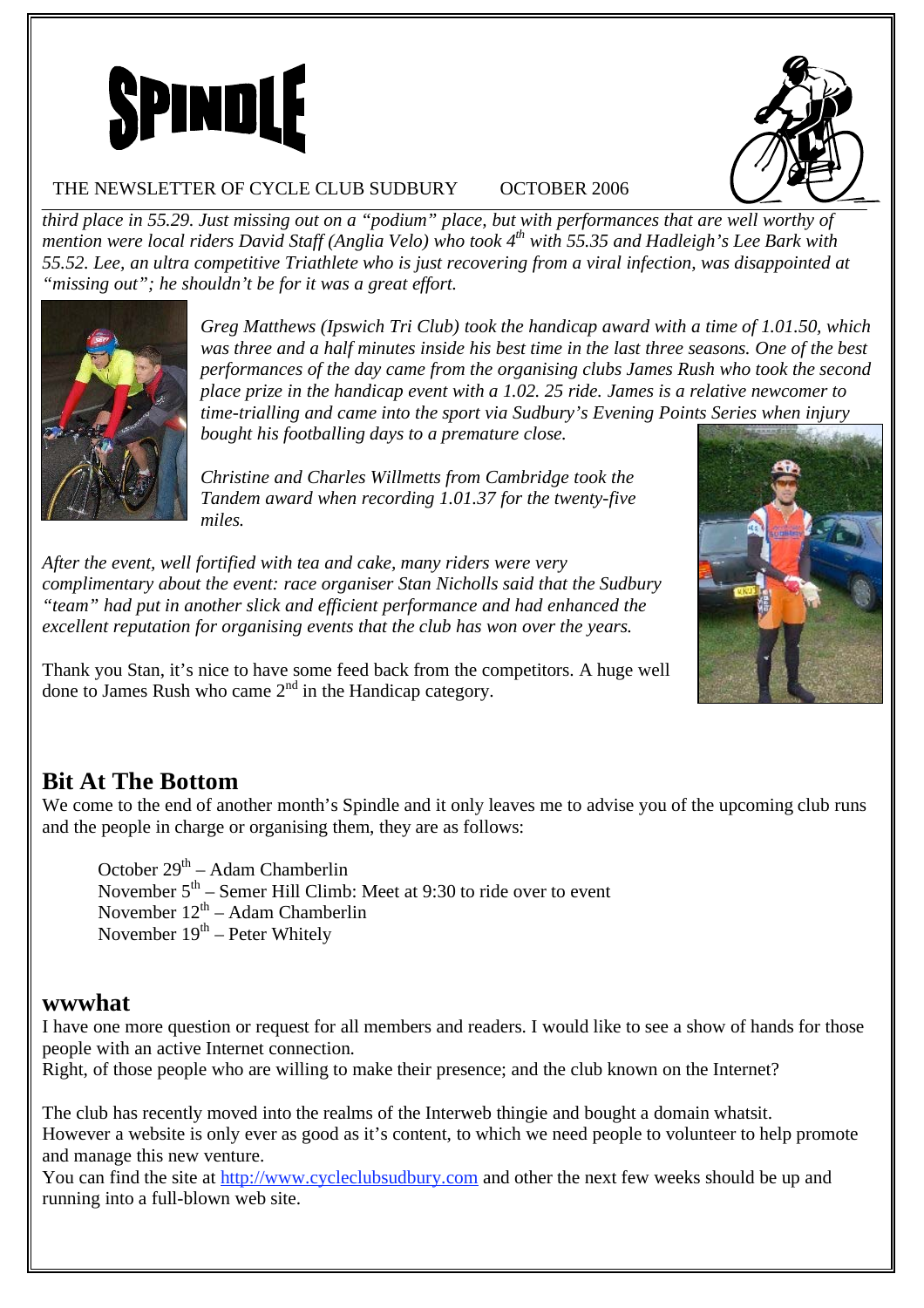*third place in 55.29. Just missing out on a "podium" place, but with performances that are well worthy of mention were local riders David Staff (Anglia Velo) who took 4th with 55.35 and Hadleigh's Lee Bark with 55.52. Lee, an ultra competitive Triathlete who is just recovering from a viral infection, was disappointed at "missing out"; he shouldn't be for it was a great effort.*

*Greg Matthews (Ipswich Tri Club) took the handicap award with a time of 1.01.50, which was three and a half minutes inside his best time in the last three seasons. One of the best performances of the day came from the organising clubs James Rush who took the second place prize in the handicap event with a 1.02. 25 ride. James is a relative newcomer to time-trialling and came into the sport via Sudbury's Evening Points Series when injury bought his footballing days to a premature close.*

*Christine and Charles Willmetts from Cambridge took the Tandem award when recording 1.01.37 for the twenty-five miles.*

*After the event, well fortified with tea and cake, many riders were very complimentary about the event: race organiser Stan Nicholls said that the Sudbury "team" had put in another slick and efficient performance and had enhanced the excellent reputation for organising events that the club has won over the years.*

Thank you Stan, it's nice to have some feed back from the competitors. A huge well done to James Rush who came 2nd in the Handicap category.

## Bit At The Bottom

We come to the end of another month's Spindle and it only leaves me to advise you of the upcoming club runs and the people in charge or organising them, they are as follows:

October 29th – Adam Chamberlin
November 5th – Semer Hill Climb: Meet at 9:30 to ride over to event
November 12th – Adam Chamberlin
November 19th – Peter Whitely

## wwwhat

I have one more question or request for all members and readers. I would like to see a show of hands for those people with an active Internet connection.
Right, of those people who are willing to make their presence; and the club known on the Internet?

The club has recently moved into the realms of the Interweb thingie and bought a domain whatsit.
However a website is only ever as good as it's content, to which we need people to volunteer to help promote and manage this new venture.
You can find the site at http://www.cycleclubsudbury.com and other the next few weeks should be up and running into a full-blown web site.